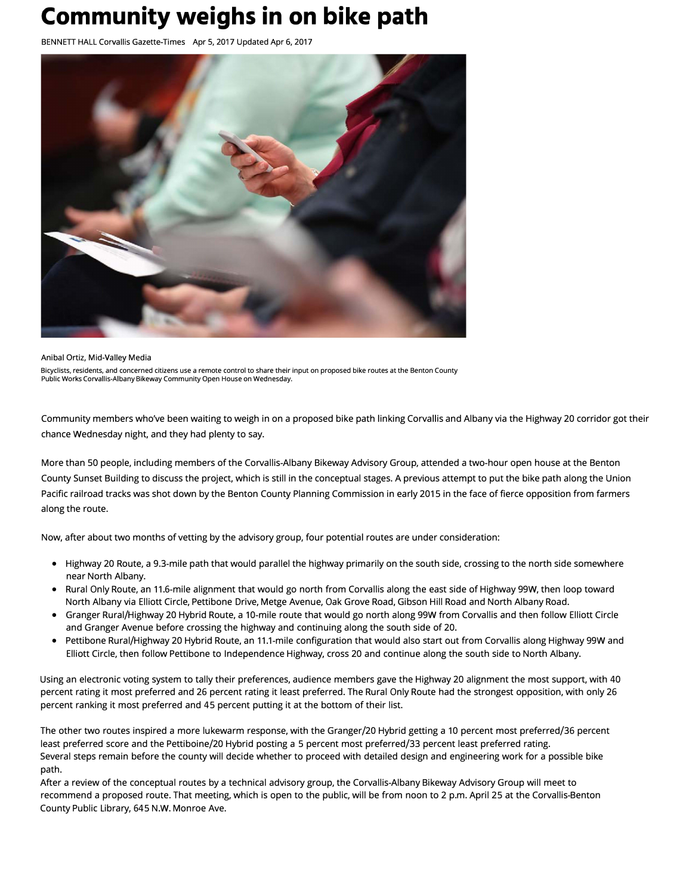# Community weighs in on bike path

BENNETT HALL Corvallis Gazette-Times Apr 5, 2017 Updated Apr 6, 2017

Anibal Ortiz, Mid-Valley Media

Bicyclists, residents, and concerned citizens use a remote control to share their input on proposed bike routes at the Benton County Public Works Corvallis-Albany Bikeway Community Open House on Wednesday.

Community members who've been waiting to weigh in on a proposed bike path linking Corvallis and Albany via the Highway 20 corridor got their chance Wednesday night, and they had plenty to say.

More than 50 people, including members of the Corvallis-Albany Bikeway Advisory Group, attended a two-hour open house at the Benton County Sunset Building to discuss the project, which is still in the conceptual stages. A previous attempt to put the bike path along the Union Pacific railroad tracks was shot down by the Benton County Planning Commission in early 2015 in the face of fierce opposition from farmers along the route.

Now, after about two months of vetting by the advisory group, four potential routes are under consideration:

- Highway 20 Route, a 9.3-mile path that would parallel the highway primarily on the south side, crossing to the north side somewhere near North Albany.
- Rural Only Route, an 11.6-mile alignment that would go north from Corvallis along the east side of Highway 99W, then loop toward North Albany via Elliott Circle, Pettibone Drive, Metge Avenue, Oak Grove Road, Gibson Hill Road and North Albany Road.
- Granger Rural/Highway 20 Hybrid Route, a 10-mile route that would go north along 99W from Corvallis and then follow Elliott Circle and Granger Avenue before crossing the highway and continuing along the south side of 20.
- Pettibone Rural/Highway 20 Hybrid Route, an 11.1-mile configuration that would also start out from Corvallis along Highway 99W and Elliott Circle, then follow Pettibone to Independence Highway, cross 20 and continue along the south side to North Albany.

Using an electronic voting system to tally their preferences, audience members gave the Highway 20 alignment the most support, with 40 percent rating it most preferred and 26 percent rating it least preferred. The Rural Only Route had the strongest opposition, with only 26 percent ranking it most preferred and 45 percent putting it at the bottom of their list.

The other two routes inspired a more lukewarm response, with the Granger/20 Hybrid getting a 10 percent most preferred/36 percent least preferred score and the Pettiboine/20 Hybrid posting a 5 percent most preferred/33 percent least preferred rating.
Several steps remain before the county will decide whether to proceed with detailed design and engineering work for a possible bike path.
After a review of the conceptual routes by a technical advisory group, the Corvallis-Albany Bikeway Advisory Group will meet to recommend a proposed route. That meeting, which is open to the public, will be from noon to 2 p.m. April 25 at the Corvallis-Benton County Public Library, 645 N.W. Monroe Ave.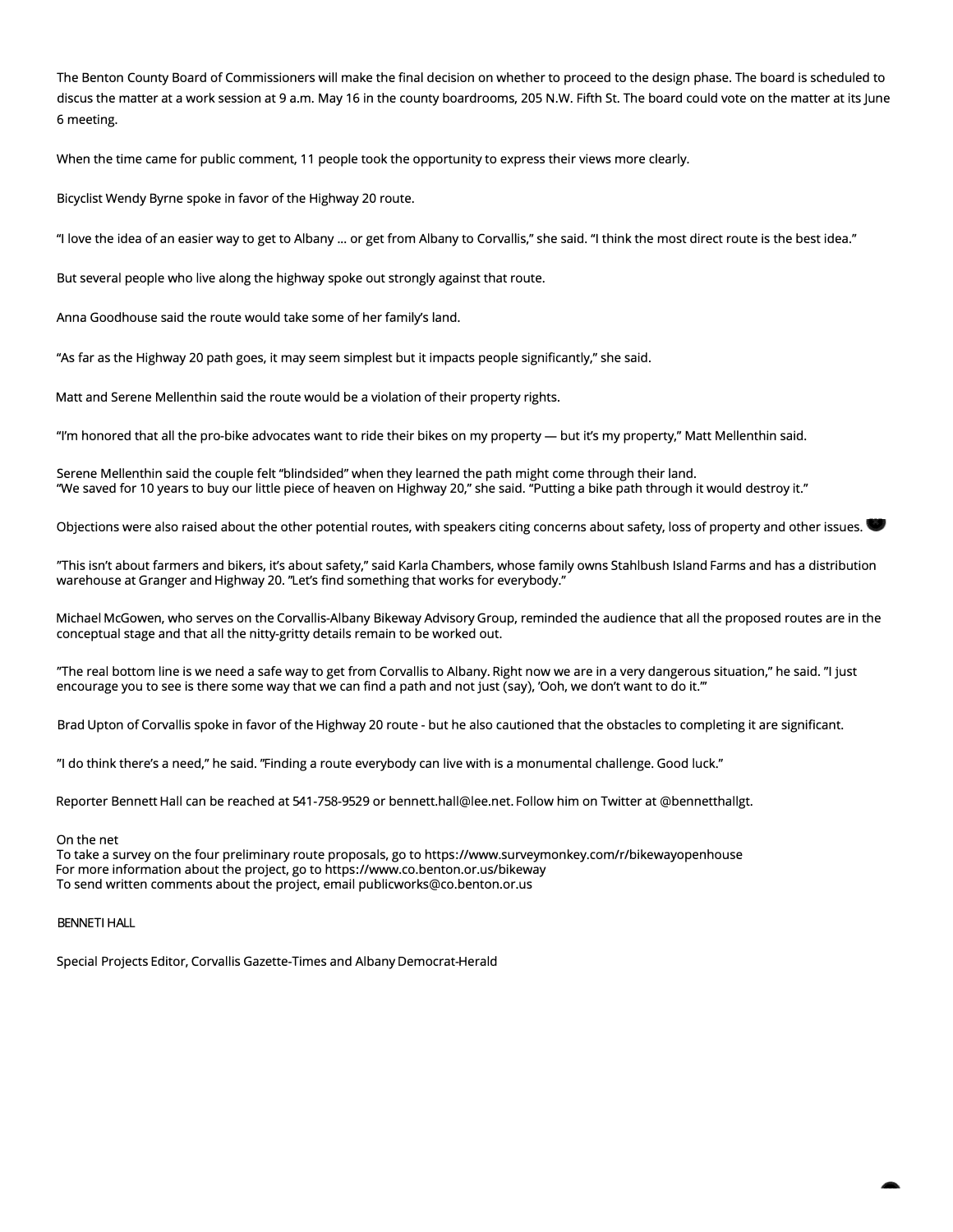The Benton County Board of Commissioners will make the final decision on whether to proceed to the design phase. The board is scheduled to discus the matter at a work session at 9 a.m. May 16 in the county boardrooms, 205 N.W. Fifth St. The board could vote on the matter at its June 6 meeting.

When the time came for public comment, 11 people took the opportunity to express their views more clearly.

Bicyclist Wendy Byrne spoke in favor of the Highway 20 route.

"I love the idea of an easier way to get to Albany … or get from Albany to Corvallis," she said. "I think the most direct route is the best idea."

But several people who live along the highway spoke out strongly against that route.

Anna Goodhouse said the route would take some of her family's land.

"As far as the Highway 20 path goes, it may seem simplest but it impacts people significantly," she said.

Matt and Serene Mellenthin said the route would be a violation of their property rights.

"I'm honored that all the pro-bike advocates want to ride their bikes on my property — but it's my property," Matt Mellenthin said.

Serene Mellenthin said the couple felt "blindsided" when they learned the path might come through their land.
"We saved for 10 years to buy our little piece of heaven on Highway 20," she said. "Putting a bike path through it would destroy it."

Objections were also raised about the other potential routes, with speakers citing concerns about safety, loss of property and other issues.

"This isn't about farmers and bikers, it's about safety," said Karla Chambers, whose family owns Stahlbush Island Farms and has a distribution warehouse at Granger and Highway 20. "Let's find something that works for everybody."

Michael McGowen, who serves on the Corvallis-Albany Bikeway Advisory Group, reminded the audience that all the proposed routes are in the conceptual stage and that all the nitty-gritty details remain to be worked out.

"The real bottom line is we need a safe way to get from Corvallis to Albany. Right now we are in a very dangerous situation," he said. "I just encourage you to see is there some way that we can find a path and not just (say), 'Ooh, we don't want to do it.'"

Brad Upton of Corvallis spoke in favor of the Highway 20 route - but he also cautioned that the obstacles to completing it are significant.

"I do think there's a need," he said. "Finding a route everybody can live with is a monumental challenge. Good luck."

Reporter Bennett Hall can be reached at 541-758-9529 or bennett.hall@lee.net. Follow him on Twitter at @bennetthallgt.

On the net
To take a survey on the four preliminary route proposals, go to https://www.surveymonkey.com/r/bikewayopenhouse
For more information about the project, go to https://www.co.benton.or.us/bikeway
To send written comments about the project, email publicworks@co.benton.or.us

BENNETI HALL

Special Projects Editor, Corvallis Gazette-Times and Albany Democrat-Herald